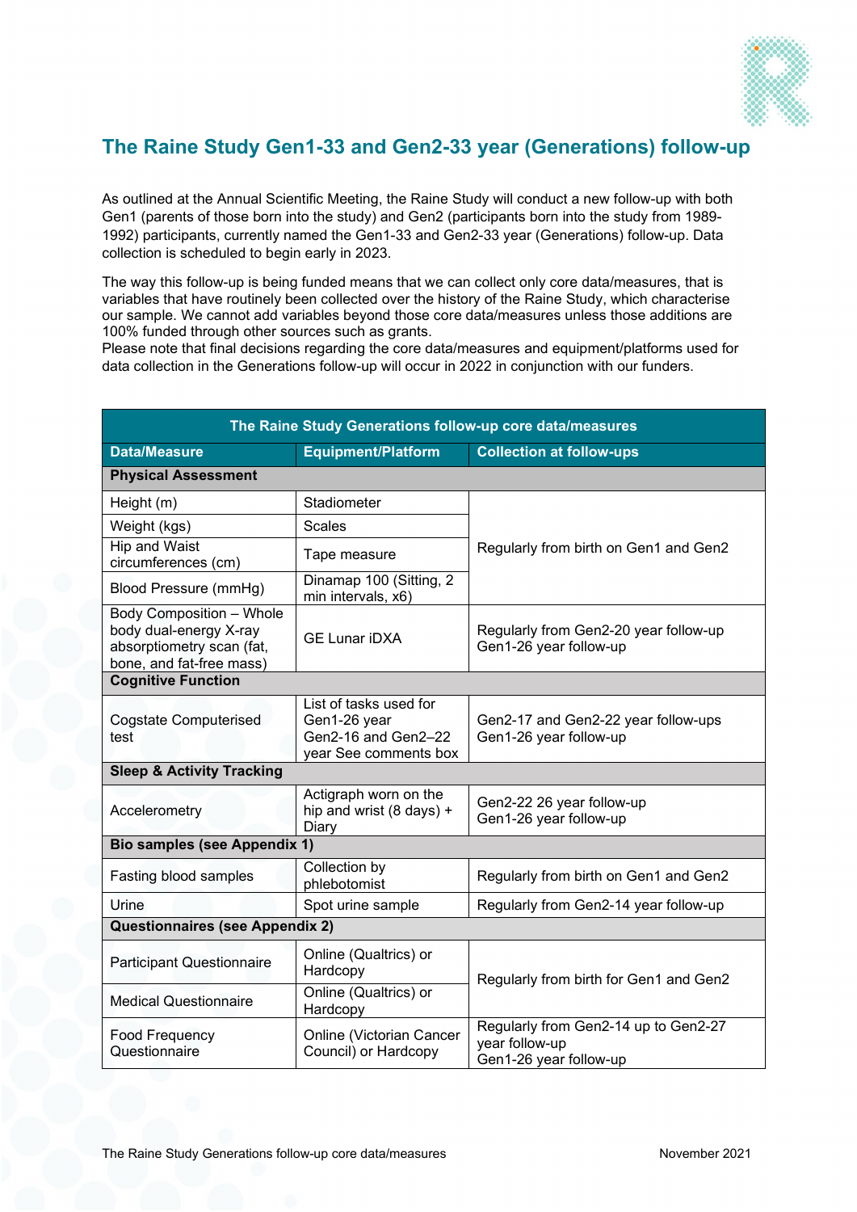# The Raine Study Gen1-33 and Gen2-33 year (Generations) follow-up

As outlined at the Annual Scientific Meeting, the Raine Study will conduct a new follow-up with both Gen1 (parents of those born into the study) and Gen2 (participants born into the study from 1989-1992) participants, currently named the Gen1-33 and Gen2-33 year (Generations) follow-up. Data collection is scheduled to begin early in 2023.

The way this follow-up is being funded means that we can collect only core data/measures, that is variables that have routinely been collected over the history of the Raine Study, which characterise our sample. We cannot add variables beyond those core data/measures unless those additions are 100% funded through other sources such as grants.
Please note that final decisions regarding the core data/measures and equipment/platforms used for data collection in the Generations follow-up will occur in 2022 in conjunction with our funders.

| The Raine Study Generations follow-up core data/measures | | |
|---|---|---|
| **Data/Measure** | **Equipment/Platform** | **Collection at follow-ups** |
| **Physical Assessment** | | |
| Height (m) | Stadiometer | Regularly from birth on Gen1 and Gen2 |
| Weight (kgs) | Scales | |
| Hip and Waist circumferences (cm) | Tape measure | |
| Blood Pressure (mmHg) | Dinamap 100 (Sitting, 2 min intervals, x6) | |
| Body Composition – Whole body dual-energy X-ray absorptiometry scan (fat, bone, and fat-free mass) | GE Lunar iDXA | Regularly from Gen2-20 year follow-up<br>Gen1-26 year follow-up |
| **Cognitive Function** | | |
| Cogstate Computerised test | List of tasks used for Gen1-26 year Gen2-16 and Gen2–22 year See comments box | Gen2-17 and Gen2-22 year follow-ups<br>Gen1-26 year follow-up |
| **Sleep & Activity Tracking** | | |
| Accelerometry | Actigraph worn on the hip and wrist (8 days) + Diary | Gen2-22 26 year follow-up<br>Gen1-26 year follow-up |
| **Bio samples (see Appendix 1)** | | |
| Fasting blood samples | Collection by phlebotomist | Regularly from birth on Gen1 and Gen2 |
| Urine | Spot urine sample | Regularly from Gen2-14 year follow-up |
| **Questionnaires (see Appendix 2)** | | |
| Participant Questionnaire | Online (Qualtrics) or Hardcopy | Regularly from birth for Gen1 and Gen2 |
| Medical Questionnaire | Online (Qualtrics) or Hardcopy | |
| Food Frequency Questionnaire | Online (Victorian Cancer Council) or Hardcopy | Regularly from Gen2-14 up to Gen2-27 year follow-up<br>Gen1-26 year follow-up |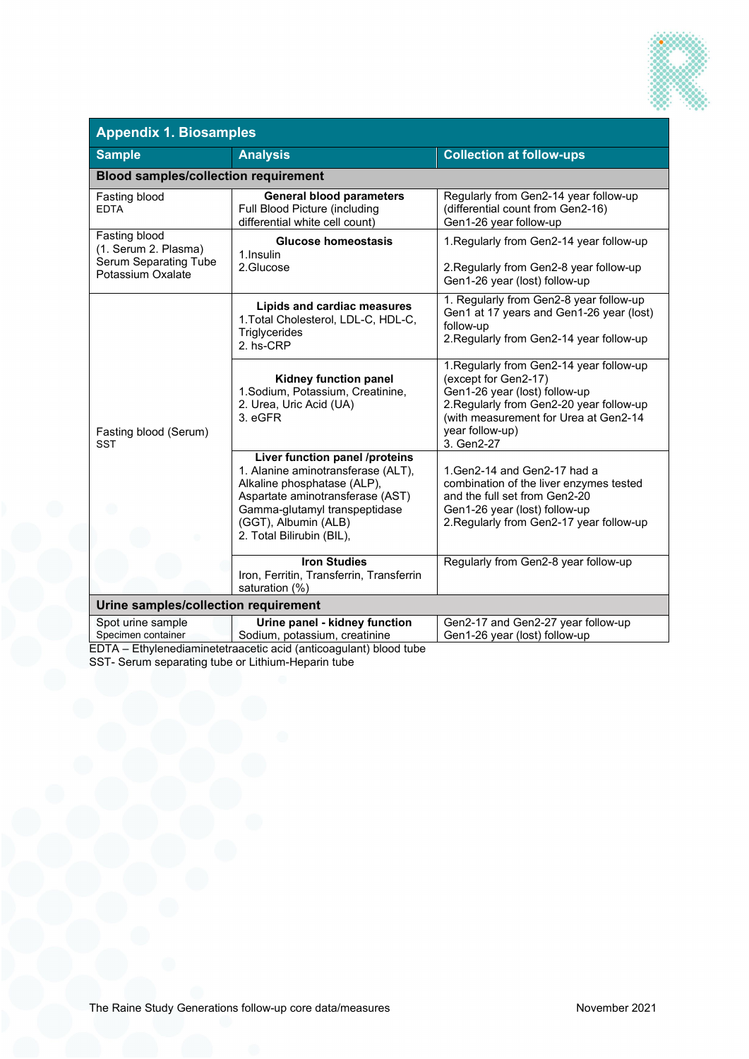## Appendix 1. Biosamples

| Sample | Analysis | Collection at follow-ups |
|---|---|---|
| **Blood samples/collection requirement** | | |
| Fasting blood<br>EDTA | **General blood parameters**<br>Full Blood Picture (including differential white cell count) | Regularly from Gen2-14 year follow-up (differential count from Gen2-16)<br>Gen1-26 year follow-up |
| Fasting blood<br>(1. Serum 2. Plasma)<br>Serum Separating Tube<br>Potassium Oxalate | **Glucose homeostasis**<br>1.Insulin<br>2.Glucose | 1.Regularly from Gen2-14 year follow-up<br>2.Regularly from Gen2-8 year follow-up<br>Gen1-26 year (lost) follow-up |
| Fasting blood (Serum)<br>SST | **Lipids and cardiac measures**<br>1.Total Cholesterol, LDL-C, HDL-C, Triglycerides<br>2. hs-CRP | 1. Regularly from Gen2-8 year follow-up<br>Gen1 at 17 years and Gen1-26 year (lost) follow-up<br>2.Regularly from Gen2-14 year follow-up |
| | **Kidney function panel**<br>1.Sodium, Potassium, Creatinine,<br>2. Urea, Uric Acid (UA)<br>3. eGFR | 1.Regularly from Gen2-14 year follow-up (except for Gen2-17)<br>Gen1-26 year (lost) follow-up<br>2.Regularly from Gen2-20 year follow-up (with measurement for Urea at Gen2-14 year follow-up)<br>3. Gen2-27 |
| | **Liver function panel /proteins**<br>1. Alanine aminotransferase (ALT), Alkaline phosphatase (ALP), Aspartate aminotransferase (AST) Gamma-glutamyl transpeptidase (GGT), Albumin (ALB)<br>2. Total Bilirubin (BIL), | 1.Gen2-14 and Gen2-17 had a combination of the liver enzymes tested and the full set from Gen2-20<br>Gen1-26 year (lost) follow-up<br>2.Regularly from Gen2-17 year follow-up |
| | **Iron Studies**<br>Iron, Ferritin, Transferrin, Transferrin saturation (%) | Regularly from Gen2-8 year follow-up |
| **Urine samples/collection requirement** | | |
| Spot urine sample<br>Specimen container | **Urine panel - kidney function**<br>Sodium, potassium, creatinine | Gen2-17 and Gen2-27 year follow-up<br>Gen1-26 year (lost) follow-up |

EDTA – Ethylenediaminetetraacetic acid (anticoagulant) blood tube
SST- Serum separating tube or Lithium-Heparin tube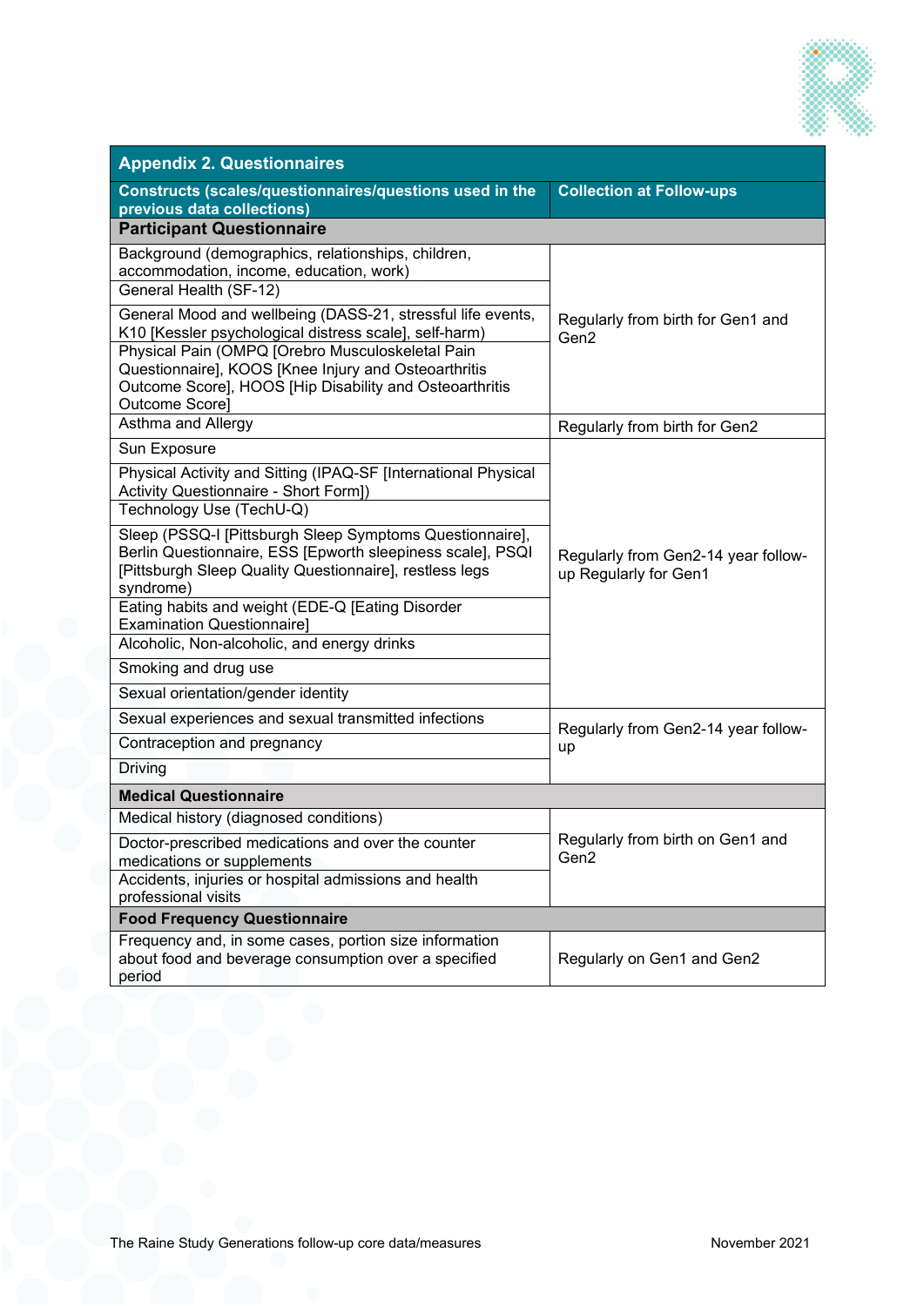## Appendix 2. Questionnaires

| Constructs (scales/questionnaires/questions used in the previous data collections) | Collection at Follow-ups |
|---|---|
| **Participant Questionnaire** | |
| Background (demographics, relationships, children, accommodation, income, education, work) | Regularly from birth for Gen1 and Gen2 |
| General Health (SF-12) | |
| General Mood and wellbeing (DASS-21, stressful life events, K10 [Kessler psychological distress scale], self-harm) | |
| Physical Pain (OMPQ [Orebro Musculoskeletal Pain Questionnaire], KOOS [Knee Injury and Osteoarthritis Outcome Score], HOOS [Hip Disability and Osteoarthritis Outcome Score] | |
| Asthma and Allergy | Regularly from birth for Gen2 |
| Sun Exposure | Regularly from Gen2-14 year follow-up Regularly for Gen1 |
| Physical Activity and Sitting (IPAQ-SF [International Physical Activity Questionnaire - Short Form]) | |
| Technology Use (TechU-Q) | |
| Sleep (PSSQ-I [Pittsburgh Sleep Symptoms Questionnaire], Berlin Questionnaire, ESS [Epworth sleepiness scale], PSQI [Pittsburgh Sleep Quality Questionnaire], restless legs syndrome) | |
| Eating habits and weight (EDE-Q [Eating Disorder Examination Questionnaire] | |
| Alcoholic, Non-alcoholic, and energy drinks | |
| Smoking and drug use | |
| Sexual orientation/gender identity | |
| Sexual experiences and sexual transmitted infections | Regularly from Gen2-14 year follow-up |
| Contraception and pregnancy | |
| Driving | |
| **Medical Questionnaire** | |
| Medical history (diagnosed conditions) | Regularly from birth on Gen1 and Gen2 |
| Doctor-prescribed medications and over the counter medications or supplements | |
| Accidents, injuries or hospital admissions and health professional visits | |
| **Food Frequency Questionnaire** | |
| Frequency and, in some cases, portion size information about food and beverage consumption over a specified period | Regularly on Gen1 and Gen2 |